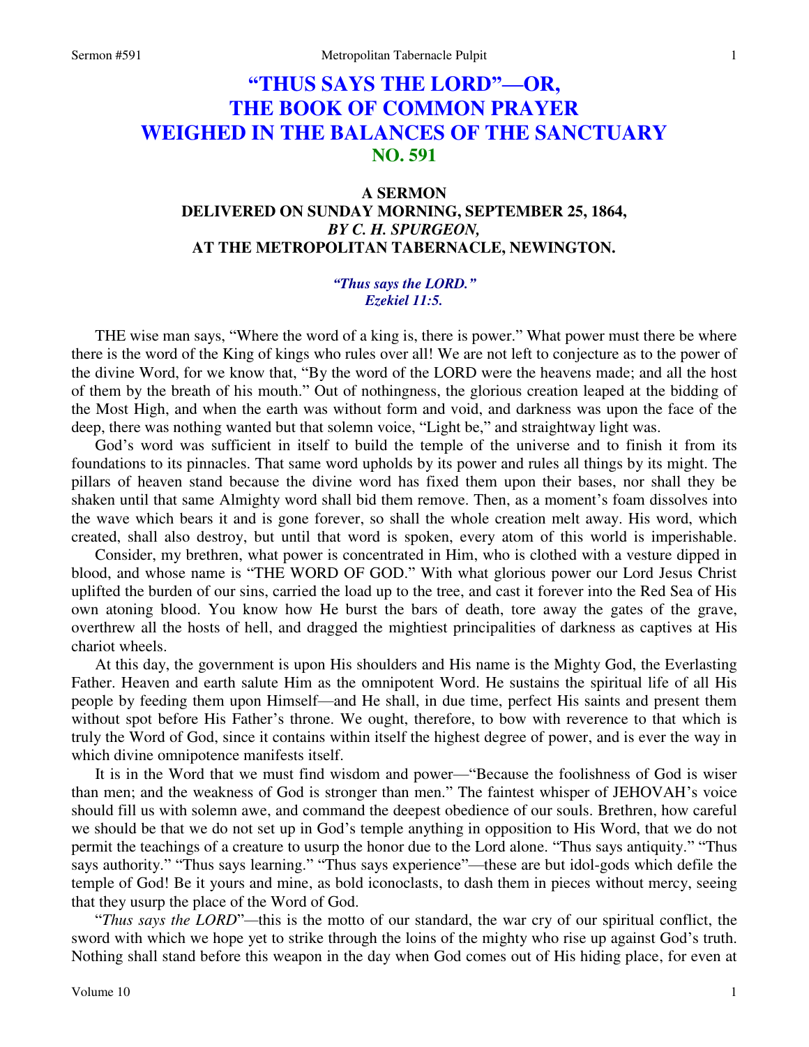# "THUS SAYS THE LORD"—OR, THE BOOK OF COMMON PRAYER WEIGHED IN THE BALANCES OF THE SANCTUARY
## NO. 591

### A SERMON
### DELIVERED ON SUNDAY MORNING, SEPTEMBER 25, 1864,
### *BY C. H. SPURGEON,*
### AT THE METROPOLITAN TABERNACLE, NEWINGTON.

***"Thus says the LORD."***
***Ezekiel 11:5.***

THE wise man says, "Where the word of a king is, there is power." What power must there be where there is the word of the King of kings who rules over all! We are not left to conjecture as to the power of the divine Word, for we know that, "By the word of the LORD were the heavens made; and all the host of them by the breath of his mouth." Out of nothingness, the glorious creation leaped at the bidding of the Most High, and when the earth was without form and void, and darkness was upon the face of the deep, there was nothing wanted but that solemn voice, "Light be," and straightway light was.

God's word was sufficient in itself to build the temple of the universe and to finish it from its foundations to its pinnacles. That same word upholds by its power and rules all things by its might. The pillars of heaven stand because the divine word has fixed them upon their bases, nor shall they be shaken until that same Almighty word shall bid them remove. Then, as a moment's foam dissolves into the wave which bears it and is gone forever, so shall the whole creation melt away. His word, which created, shall also destroy, but until that word is spoken, every atom of this world is imperishable.

Consider, my brethren, what power is concentrated in Him, who is clothed with a vesture dipped in blood, and whose name is "THE WORD OF GOD." With what glorious power our Lord Jesus Christ uplifted the burden of our sins, carried the load up to the tree, and cast it forever into the Red Sea of His own atoning blood. You know how He burst the bars of death, tore away the gates of the grave, overthrew all the hosts of hell, and dragged the mightiest principalities of darkness as captives at His chariot wheels.

At this day, the government is upon His shoulders and His name is the Mighty God, the Everlasting Father. Heaven and earth salute Him as the omnipotent Word. He sustains the spiritual life of all His people by feeding them upon Himself—and He shall, in due time, perfect His saints and present them without spot before His Father's throne. We ought, therefore, to bow with reverence to that which is truly the Word of God, since it contains within itself the highest degree of power, and is ever the way in which divine omnipotence manifests itself.

It is in the Word that we must find wisdom and power—"Because the foolishness of God is wiser than men; and the weakness of God is stronger than men." The faintest whisper of JEHOVAH's voice should fill us with solemn awe, and command the deepest obedience of our souls. Brethren, how careful we should be that we do not set up in God's temple anything in opposition to His Word, that we do not permit the teachings of a creature to usurp the honor due to the Lord alone. "Thus says antiquity." "Thus says authority." "Thus says learning." "Thus says experience"—these are but idol-gods which defile the temple of God! Be it yours and mine, as bold iconoclasts, to dash them in pieces without mercy, seeing that they usurp the place of the Word of God.

"*Thus says the LORD*"—this is the motto of our standard, the war cry of our spiritual conflict, the sword with which we hope yet to strike through the loins of the mighty who rise up against God's truth. Nothing shall stand before this weapon in the day when God comes out of His hiding place, for even at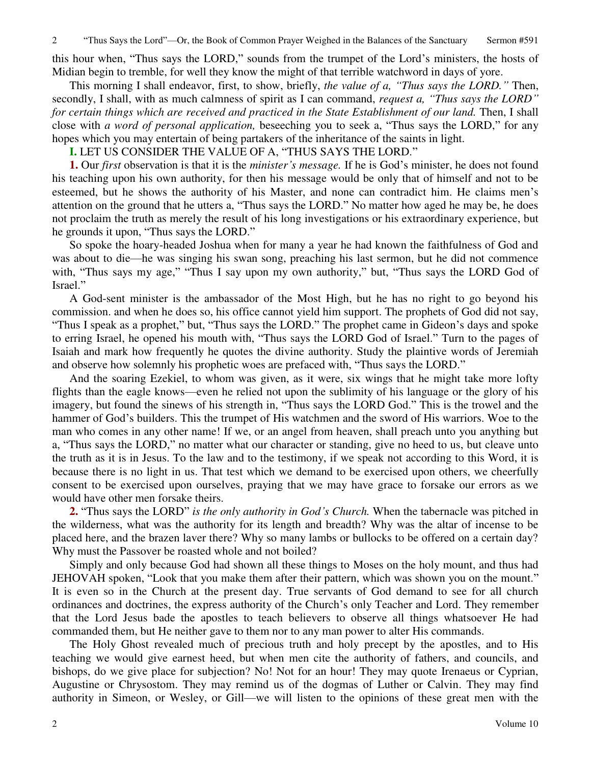this hour when, "Thus says the LORD," sounds from the trumpet of the Lord's ministers, the hosts of Midian begin to tremble, for well they know the might of that terrible watchword in days of yore.

This morning I shall endeavor, first, to show, briefly, *the value of a, "Thus says the LORD."* Then, secondly, I shall, with as much calmness of spirit as I can command, *request a, "Thus says the LORD" for certain things which are received and practiced in the State Establishment of our land.* Then, I shall close with *a word of personal application,* beseeching you to seek a, "Thus says the LORD," for any hopes which you may entertain of being partakers of the inheritance of the saints in light.

**I.** LET US CONSIDER THE VALUE OF A, "THUS SAYS THE LORD."

**1.** Our *first* observation is that it is the *minister's message.* If he is God's minister, he does not found his teaching upon his own authority, for then his message would be only that of himself and not to be esteemed, but he shows the authority of his Master, and none can contradict him. He claims men's attention on the ground that he utters a, "Thus says the LORD." No matter how aged he may be, he does not proclaim the truth as merely the result of his long investigations or his extraordinary experience, but he grounds it upon, "Thus says the LORD."

So spoke the hoary-headed Joshua when for many a year he had known the faithfulness of God and was about to die—he was singing his swan song, preaching his last sermon, but he did not commence with, "Thus says my age," "Thus I say upon my own authority," but, "Thus says the LORD God of Israel."

A God-sent minister is the ambassador of the Most High, but he has no right to go beyond his commission. and when he does so, his office cannot yield him support. The prophets of God did not say, "Thus I speak as a prophet," but, "Thus says the LORD." The prophet came in Gideon's days and spoke to erring Israel, he opened his mouth with, "Thus says the LORD God of Israel." Turn to the pages of Isaiah and mark how frequently he quotes the divine authority. Study the plaintive words of Jeremiah and observe how solemnly his prophetic woes are prefaced with, "Thus says the LORD."

And the soaring Ezekiel, to whom was given, as it were, six wings that he might take more lofty flights than the eagle knows—even he relied not upon the sublimity of his language or the glory of his imagery, but found the sinews of his strength in, "Thus says the LORD God." This is the trowel and the hammer of God's builders. This the trumpet of His watchmen and the sword of His warriors. Woe to the man who comes in any other name! If we, or an angel from heaven, shall preach unto you anything but a, "Thus says the LORD," no matter what our character or standing, give no heed to us, but cleave unto the truth as it is in Jesus. To the law and to the testimony, if we speak not according to this Word, it is because there is no light in us. That test which we demand to be exercised upon others, we cheerfully consent to be exercised upon ourselves, praying that we may have grace to forsake our errors as we would have other men forsake theirs.

**2.** "Thus says the LORD" *is the only authority in God's Church.* When the tabernacle was pitched in the wilderness, what was the authority for its length and breadth? Why was the altar of incense to be placed here, and the brazen laver there? Why so many lambs or bullocks to be offered on a certain day? Why must the Passover be roasted whole and not boiled?

Simply and only because God had shown all these things to Moses on the holy mount, and thus had JEHOVAH spoken, "Look that you make them after their pattern, which was shown you on the mount." It is even so in the Church at the present day. True servants of God demand to see for all church ordinances and doctrines, the express authority of the Church's only Teacher and Lord. They remember that the Lord Jesus bade the apostles to teach believers to observe all things whatsoever He had commanded them, but He neither gave to them nor to any man power to alter His commands.

The Holy Ghost revealed much of precious truth and holy precept by the apostles, and to His teaching we would give earnest heed, but when men cite the authority of fathers, and councils, and bishops, do we give place for subjection? No! Not for an hour! They may quote Irenaeus or Cyprian, Augustine or Chrysostom. They may remind us of the dogmas of Luther or Calvin. They may find authority in Simeon, or Wesley, or Gill—we will listen to the opinions of these great men with the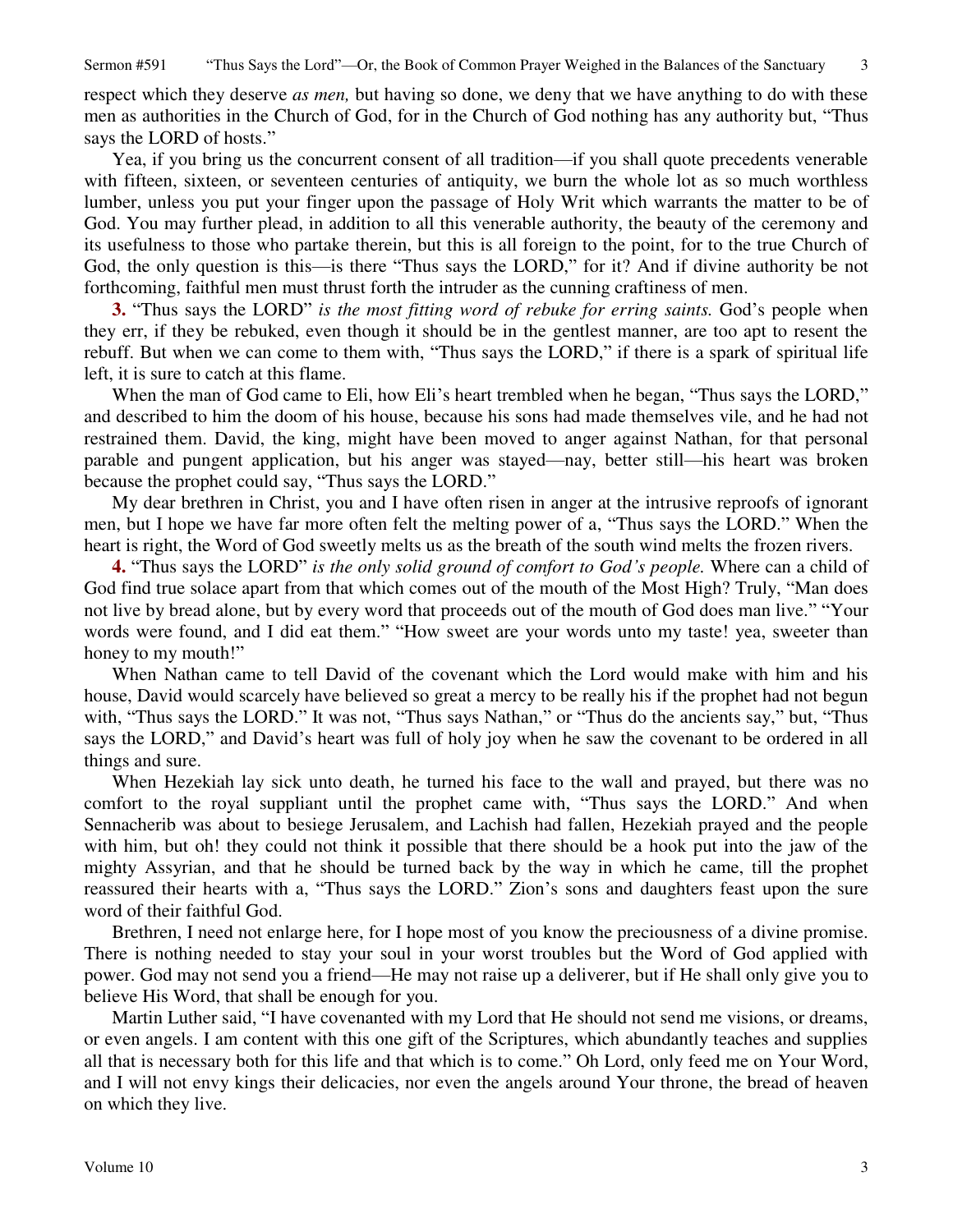respect which they deserve *as men,* but having so done, we deny that we have anything to do with these men as authorities in the Church of God, for in the Church of God nothing has any authority but, "Thus says the LORD of hosts."

Yea, if you bring us the concurrent consent of all tradition—if you shall quote precedents venerable with fifteen, sixteen, or seventeen centuries of antiquity, we burn the whole lot as so much worthless lumber, unless you put your finger upon the passage of Holy Writ which warrants the matter to be of God. You may further plead, in addition to all this venerable authority, the beauty of the ceremony and its usefulness to those who partake therein, but this is all foreign to the point, for to the true Church of God, the only question is this—is there "Thus says the LORD," for it? And if divine authority be not forthcoming, faithful men must thrust forth the intruder as the cunning craftiness of men.

**3.** "Thus says the LORD" *is the most fitting word of rebuke for erring saints.* God's people when they err, if they be rebuked, even though it should be in the gentlest manner, are too apt to resent the rebuff. But when we can come to them with, "Thus says the LORD," if there is a spark of spiritual life left, it is sure to catch at this flame.

When the man of God came to Eli, how Eli's heart trembled when he began, "Thus says the LORD," and described to him the doom of his house, because his sons had made themselves vile, and he had not restrained them. David, the king, might have been moved to anger against Nathan, for that personal parable and pungent application, but his anger was stayed—nay, better still—his heart was broken because the prophet could say, "Thus says the LORD."

My dear brethren in Christ, you and I have often risen in anger at the intrusive reproofs of ignorant men, but I hope we have far more often felt the melting power of a, "Thus says the LORD." When the heart is right, the Word of God sweetly melts us as the breath of the south wind melts the frozen rivers.

**4.** "Thus says the LORD" *is the only solid ground of comfort to God's people.* Where can a child of God find true solace apart from that which comes out of the mouth of the Most High? Truly, "Man does not live by bread alone, but by every word that proceeds out of the mouth of God does man live." "Your words were found, and I did eat them." "How sweet are your words unto my taste! yea, sweeter than honey to my mouth!"

When Nathan came to tell David of the covenant which the Lord would make with him and his house, David would scarcely have believed so great a mercy to be really his if the prophet had not begun with, "Thus says the LORD." It was not, "Thus says Nathan," or "Thus do the ancients say," but, "Thus says the LORD," and David's heart was full of holy joy when he saw the covenant to be ordered in all things and sure.

When Hezekiah lay sick unto death, he turned his face to the wall and prayed, but there was no comfort to the royal suppliant until the prophet came with, "Thus says the LORD." And when Sennacherib was about to besiege Jerusalem, and Lachish had fallen, Hezekiah prayed and the people with him, but oh! they could not think it possible that there should be a hook put into the jaw of the mighty Assyrian, and that he should be turned back by the way in which he came, till the prophet reassured their hearts with a, "Thus says the LORD." Zion's sons and daughters feast upon the sure word of their faithful God.

Brethren, I need not enlarge here, for I hope most of you know the preciousness of a divine promise. There is nothing needed to stay your soul in your worst troubles but the Word of God applied with power. God may not send you a friend—He may not raise up a deliverer, but if He shall only give you to believe His Word, that shall be enough for you.

Martin Luther said, "I have covenanted with my Lord that He should not send me visions, or dreams, or even angels. I am content with this one gift of the Scriptures, which abundantly teaches and supplies all that is necessary both for this life and that which is to come." Oh Lord, only feed me on Your Word, and I will not envy kings their delicacies, nor even the angels around Your throne, the bread of heaven on which they live.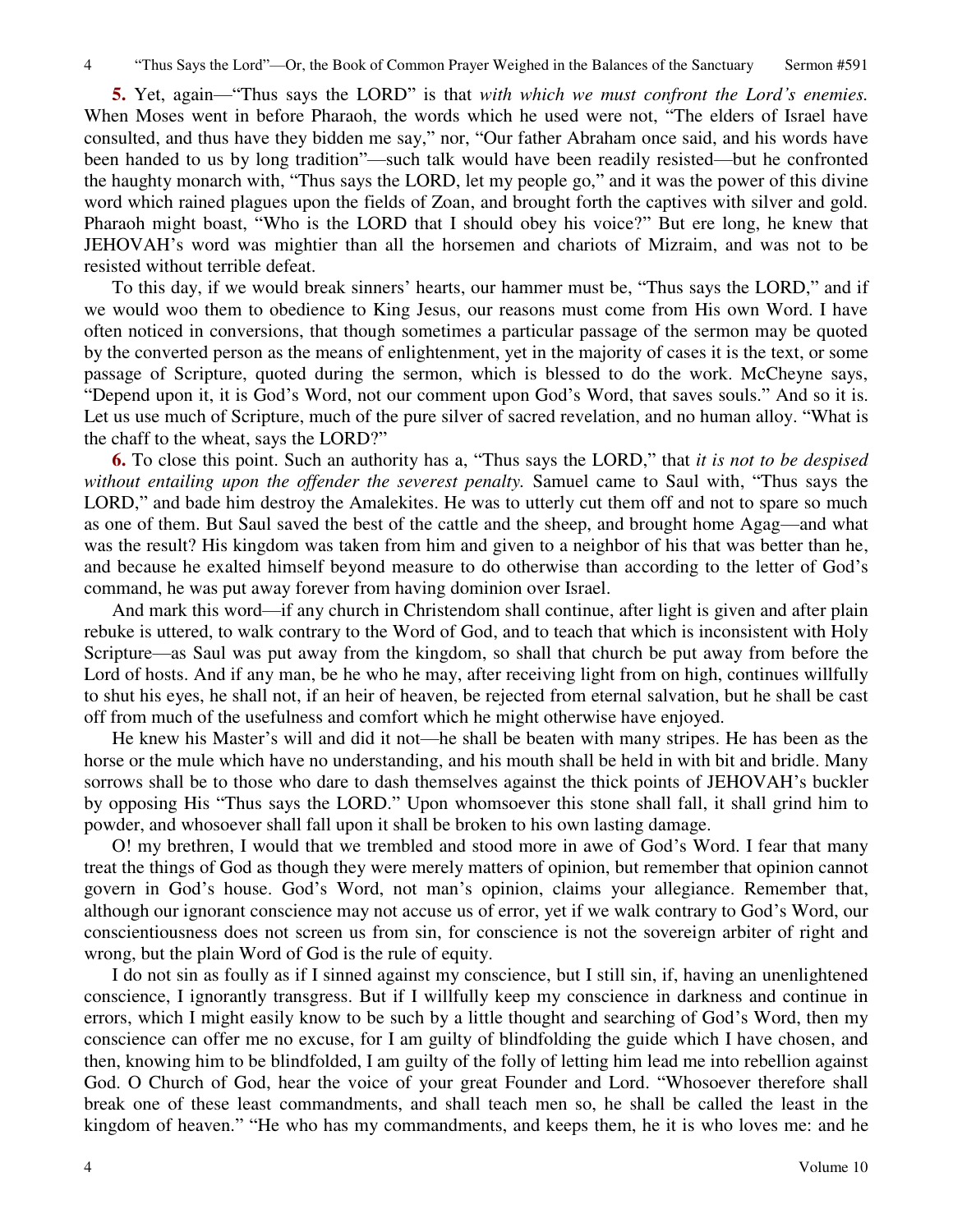**5.** Yet, again—"Thus says the LORD" is that *with which we must confront the Lord's enemies.* When Moses went in before Pharaoh, the words which he used were not, "The elders of Israel have consulted, and thus have they bidden me say," nor, "Our father Abraham once said, and his words have been handed to us by long tradition"—such talk would have been readily resisted—but he confronted the haughty monarch with, "Thus says the LORD, let my people go," and it was the power of this divine word which rained plagues upon the fields of Zoan, and brought forth the captives with silver and gold. Pharaoh might boast, "Who is the LORD that I should obey his voice?" But ere long, he knew that JEHOVAH's word was mightier than all the horsemen and chariots of Mizraim, and was not to be resisted without terrible defeat.

To this day, if we would break sinners' hearts, our hammer must be, "Thus says the LORD," and if we would woo them to obedience to King Jesus, our reasons must come from His own Word. I have often noticed in conversions, that though sometimes a particular passage of the sermon may be quoted by the converted person as the means of enlightenment, yet in the majority of cases it is the text, or some passage of Scripture, quoted during the sermon, which is blessed to do the work. McCheyne says, "Depend upon it, it is God's Word, not our comment upon God's Word, that saves souls." And so it is. Let us use much of Scripture, much of the pure silver of sacred revelation, and no human alloy. "What is the chaff to the wheat, says the LORD?"

**6.** To close this point. Such an authority has a, "Thus says the LORD," that *it is not to be despised without entailing upon the offender the severest penalty.* Samuel came to Saul with, "Thus says the LORD," and bade him destroy the Amalekites. He was to utterly cut them off and not to spare so much as one of them. But Saul saved the best of the cattle and the sheep, and brought home Agag—and what was the result? His kingdom was taken from him and given to a neighbor of his that was better than he, and because he exalted himself beyond measure to do otherwise than according to the letter of God's command, he was put away forever from having dominion over Israel.

And mark this word—if any church in Christendom shall continue, after light is given and after plain rebuke is uttered, to walk contrary to the Word of God, and to teach that which is inconsistent with Holy Scripture—as Saul was put away from the kingdom, so shall that church be put away from before the Lord of hosts. And if any man, be he who he may, after receiving light from on high, continues willfully to shut his eyes, he shall not, if an heir of heaven, be rejected from eternal salvation, but he shall be cast off from much of the usefulness and comfort which he might otherwise have enjoyed.

He knew his Master's will and did it not—he shall be beaten with many stripes. He has been as the horse or the mule which have no understanding, and his mouth shall be held in with bit and bridle. Many sorrows shall be to those who dare to dash themselves against the thick points of JEHOVAH's buckler by opposing His "Thus says the LORD." Upon whomsoever this stone shall fall, it shall grind him to powder, and whosoever shall fall upon it shall be broken to his own lasting damage.

O! my brethren, I would that we trembled and stood more in awe of God's Word. I fear that many treat the things of God as though they were merely matters of opinion, but remember that opinion cannot govern in God's house. God's Word, not man's opinion, claims your allegiance. Remember that, although our ignorant conscience may not accuse us of error, yet if we walk contrary to God's Word, our conscientiousness does not screen us from sin, for conscience is not the sovereign arbiter of right and wrong, but the plain Word of God is the rule of equity.

I do not sin as foully as if I sinned against my conscience, but I still sin, if, having an unenlightened conscience, I ignorantly transgress. But if I willfully keep my conscience in darkness and continue in errors, which I might easily know to be such by a little thought and searching of God's Word, then my conscience can offer me no excuse, for I am guilty of blindfolding the guide which I have chosen, and then, knowing him to be blindfolded, I am guilty of the folly of letting him lead me into rebellion against God. O Church of God, hear the voice of your great Founder and Lord. "Whosoever therefore shall break one of these least commandments, and shall teach men so, he shall be called the least in the kingdom of heaven." "He who has my commandments, and keeps them, he it is who loves me: and he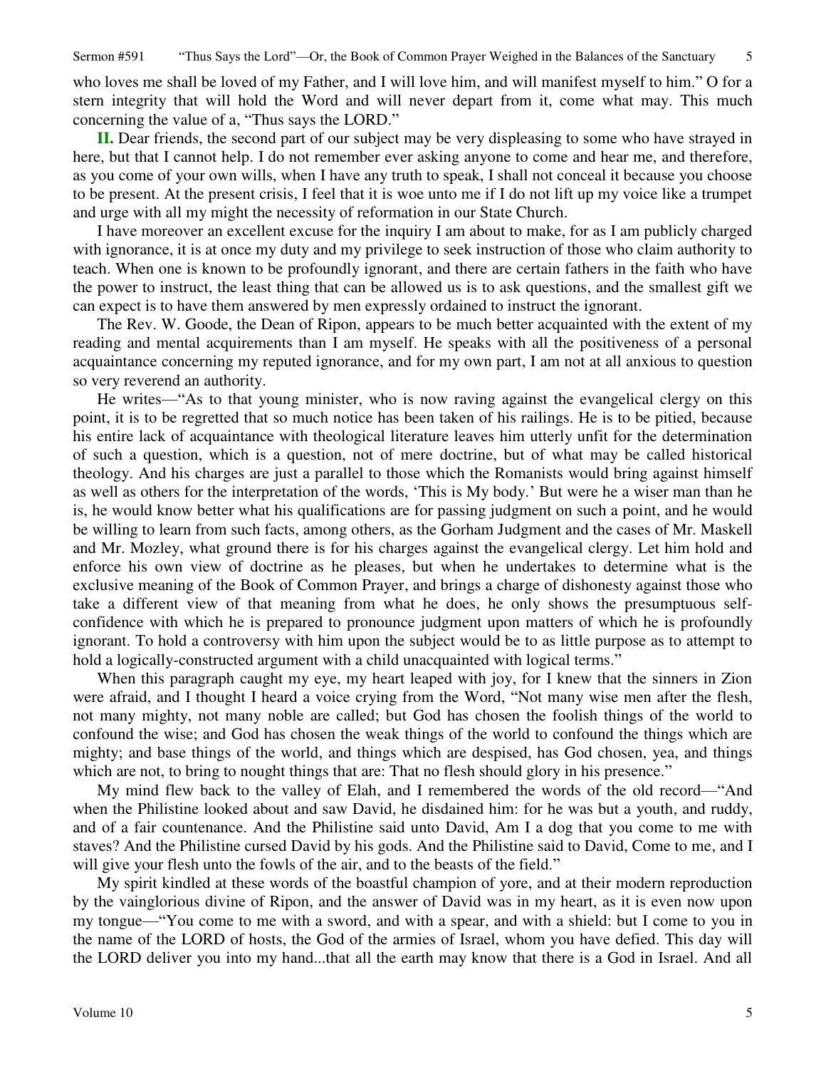who loves me shall be loved of my Father, and I will love him, and will manifest myself to him." O for a stern integrity that will hold the Word and will never depart from it, come what may. This much concerning the value of a, "Thus says the LORD."

**II.** Dear friends, the second part of our subject may be very displeasing to some who have strayed in here, but that I cannot help. I do not remember ever asking anyone to come and hear me, and therefore, as you come of your own wills, when I have any truth to speak, I shall not conceal it because you choose to be present. At the present crisis, I feel that it is woe unto me if I do not lift up my voice like a trumpet and urge with all my might the necessity of reformation in our State Church.

I have moreover an excellent excuse for the inquiry I am about to make, for as I am publicly charged with ignorance, it is at once my duty and my privilege to seek instruction of those who claim authority to teach. When one is known to be profoundly ignorant, and there are certain fathers in the faith who have the power to instruct, the least thing that can be allowed us is to ask questions, and the smallest gift we can expect is to have them answered by men expressly ordained to instruct the ignorant.

The Rev. W. Goode, the Dean of Ripon, appears to be much better acquainted with the extent of my reading and mental acquirements than I am myself. He speaks with all the positiveness of a personal acquaintance concerning my reputed ignorance, and for my own part, I am not at all anxious to question so very reverend an authority.

He writes—"As to that young minister, who is now raving against the evangelical clergy on this point, it is to be regretted that so much notice has been taken of his railings. He is to be pitied, because his entire lack of acquaintance with theological literature leaves him utterly unfit for the determination of such a question, which is a question, not of mere doctrine, but of what may be called historical theology. And his charges are just a parallel to those which the Romanists would bring against himself as well as others for the interpretation of the words, 'This is My body.' But were he a wiser man than he is, he would know better what his qualifications are for passing judgment on such a point, and he would be willing to learn from such facts, among others, as the Gorham Judgment and the cases of Mr. Maskell and Mr. Mozley, what ground there is for his charges against the evangelical clergy. Let him hold and enforce his own view of doctrine as he pleases, but when he undertakes to determine what is the exclusive meaning of the Book of Common Prayer, and brings a charge of dishonesty against those who take a different view of that meaning from what he does, he only shows the presumptuous self-confidence with which he is prepared to pronounce judgment upon matters of which he is profoundly ignorant. To hold a controversy with him upon the subject would be to as little purpose as to attempt to hold a logically-constructed argument with a child unacquainted with logical terms."

When this paragraph caught my eye, my heart leaped with joy, for I knew that the sinners in Zion were afraid, and I thought I heard a voice crying from the Word, "Not many wise men after the flesh, not many mighty, not many noble are called; but God has chosen the foolish things of the world to confound the wise; and God has chosen the weak things of the world to confound the things which are mighty; and base things of the world, and things which are despised, has God chosen, yea, and things which are not, to bring to nought things that are: That no flesh should glory in his presence."

My mind flew back to the valley of Elah, and I remembered the words of the old record—"And when the Philistine looked about and saw David, he disdained him: for he was but a youth, and ruddy, and of a fair countenance. And the Philistine said unto David, Am I a dog that you come to me with staves? And the Philistine cursed David by his gods. And the Philistine said to David, Come to me, and I will give your flesh unto the fowls of the air, and to the beasts of the field."

My spirit kindled at these words of the boastful champion of yore, and at their modern reproduction by the vainglorious divine of Ripon, and the answer of David was in my heart, as it is even now upon my tongue—"You come to me with a sword, and with a spear, and with a shield: but I come to you in the name of the LORD of hosts, the God of the armies of Israel, whom you have defied. This day will the LORD deliver you into my hand...that all the earth may know that there is a God in Israel. And all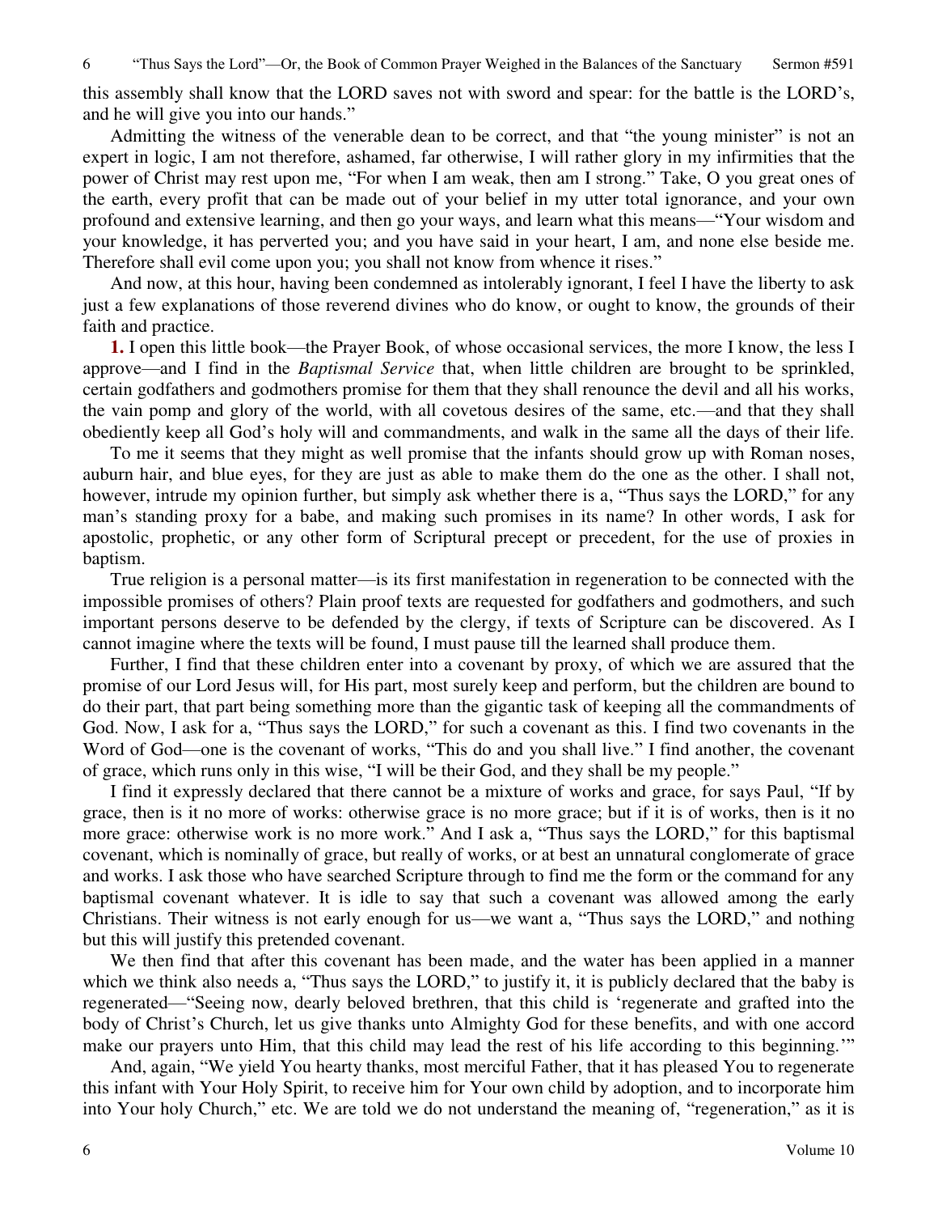this assembly shall know that the LORD saves not with sword and spear: for the battle is the LORD's, and he will give you into our hands."

Admitting the witness of the venerable dean to be correct, and that "the young minister" is not an expert in logic, I am not therefore, ashamed, far otherwise, I will rather glory in my infirmities that the power of Christ may rest upon me, "For when I am weak, then am I strong." Take, O you great ones of the earth, every profit that can be made out of your belief in my utter total ignorance, and your own profound and extensive learning, and then go your ways, and learn what this means—"Your wisdom and your knowledge, it has perverted you; and you have said in your heart, I am, and none else beside me. Therefore shall evil come upon you; you shall not know from whence it rises."

And now, at this hour, having been condemned as intolerably ignorant, I feel I have the liberty to ask just a few explanations of those reverend divines who do know, or ought to know, the grounds of their faith and practice.

**1.** I open this little book—the Prayer Book, of whose occasional services, the more I know, the less I approve—and I find in the *Baptismal Service* that, when little children are brought to be sprinkled, certain godfathers and godmothers promise for them that they shall renounce the devil and all his works, the vain pomp and glory of the world, with all covetous desires of the same, etc.—and that they shall obediently keep all God's holy will and commandments, and walk in the same all the days of their life.

To me it seems that they might as well promise that the infants should grow up with Roman noses, auburn hair, and blue eyes, for they are just as able to make them do the one as the other. I shall not, however, intrude my opinion further, but simply ask whether there is a, "Thus says the LORD," for any man's standing proxy for a babe, and making such promises in its name? In other words, I ask for apostolic, prophetic, or any other form of Scriptural precept or precedent, for the use of proxies in baptism.

True religion is a personal matter—is its first manifestation in regeneration to be connected with the impossible promises of others? Plain proof texts are requested for godfathers and godmothers, and such important persons deserve to be defended by the clergy, if texts of Scripture can be discovered. As I cannot imagine where the texts will be found, I must pause till the learned shall produce them.

Further, I find that these children enter into a covenant by proxy, of which we are assured that the promise of our Lord Jesus will, for His part, most surely keep and perform, but the children are bound to do their part, that part being something more than the gigantic task of keeping all the commandments of God. Now, I ask for a, "Thus says the LORD," for such a covenant as this. I find two covenants in the Word of God—one is the covenant of works, "This do and you shall live." I find another, the covenant of grace, which runs only in this wise, "I will be their God, and they shall be my people."

I find it expressly declared that there cannot be a mixture of works and grace, for says Paul, "If by grace, then is it no more of works: otherwise grace is no more grace; but if it is of works, then is it no more grace: otherwise work is no more work." And I ask a, "Thus says the LORD," for this baptismal covenant, which is nominally of grace, but really of works, or at best an unnatural conglomerate of grace and works. I ask those who have searched Scripture through to find me the form or the command for any baptismal covenant whatever. It is idle to say that such a covenant was allowed among the early Christians. Their witness is not early enough for us—we want a, "Thus says the LORD," and nothing but this will justify this pretended covenant.

We then find that after this covenant has been made, and the water has been applied in a manner which we think also needs a, "Thus says the LORD," to justify it, it is publicly declared that the baby is regenerated—"Seeing now, dearly beloved brethren, that this child is 'regenerate and grafted into the body of Christ's Church, let us give thanks unto Almighty God for these benefits, and with one accord make our prayers unto Him, that this child may lead the rest of his life according to this beginning.'"

And, again, "We yield You hearty thanks, most merciful Father, that it has pleased You to regenerate this infant with Your Holy Spirit, to receive him for Your own child by adoption, and to incorporate him into Your holy Church," etc. We are told we do not understand the meaning of, "regeneration," as it is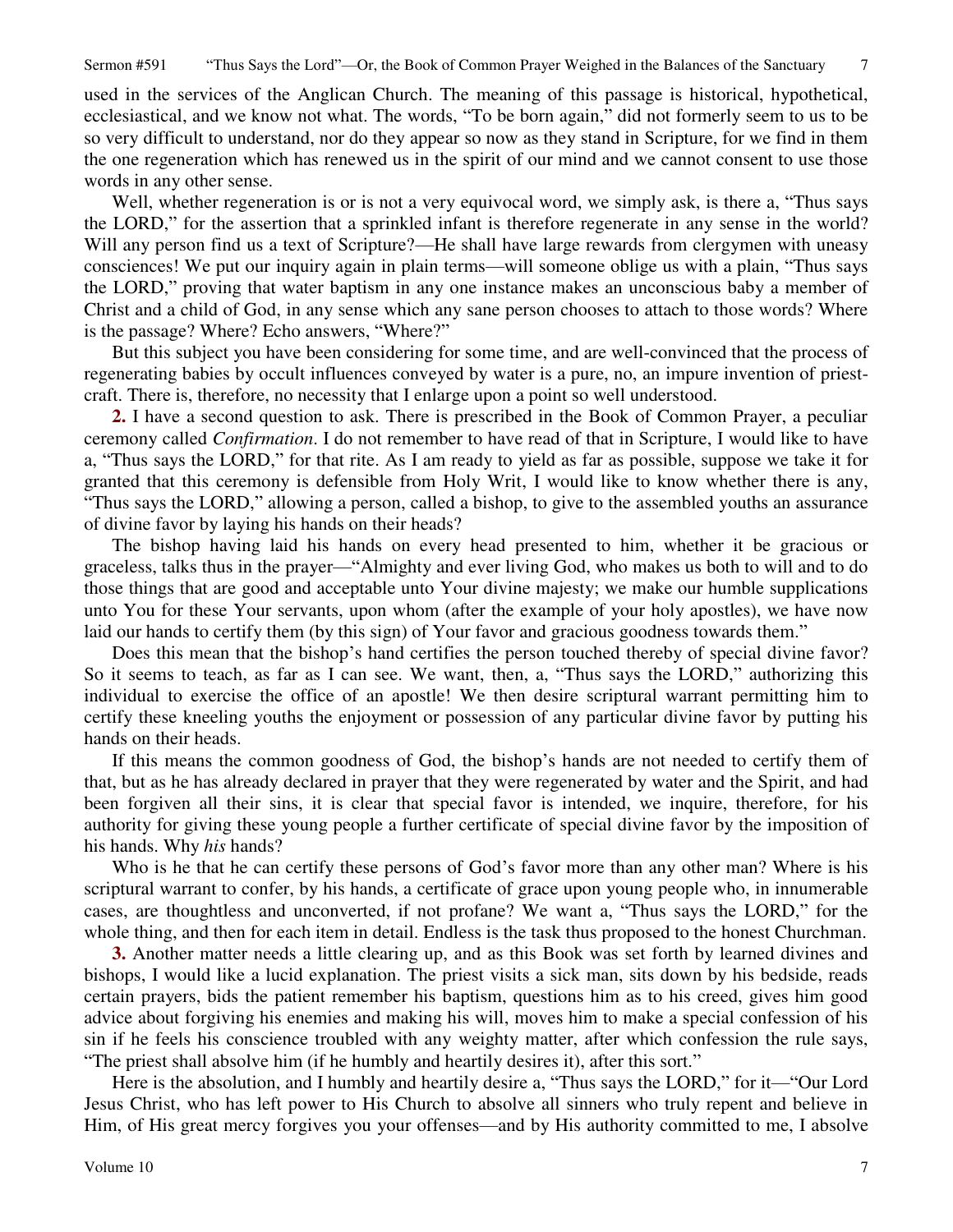used in the services of the Anglican Church. The meaning of this passage is historical, hypothetical, ecclesiastical, and we know not what. The words, "To be born again," did not formerly seem to us to be so very difficult to understand, nor do they appear so now as they stand in Scripture, for we find in them the one regeneration which has renewed us in the spirit of our mind and we cannot consent to use those words in any other sense.

Well, whether regeneration is or is not a very equivocal word, we simply ask, is there a, "Thus says the LORD," for the assertion that a sprinkled infant is therefore regenerate in any sense in the world? Will any person find us a text of Scripture?—He shall have large rewards from clergymen with uneasy consciences! We put our inquiry again in plain terms—will someone oblige us with a plain, "Thus says the LORD," proving that water baptism in any one instance makes an unconscious baby a member of Christ and a child of God, in any sense which any sane person chooses to attach to those words? Where is the passage? Where? Echo answers, "Where?"

But this subject you have been considering for some time, and are well-convinced that the process of regenerating babies by occult influences conveyed by water is a pure, no, an impure invention of priest-craft. There is, therefore, no necessity that I enlarge upon a point so well understood.

**2.** I have a second question to ask. There is prescribed in the Book of Common Prayer, a peculiar ceremony called *Confirmation*. I do not remember to have read of that in Scripture, I would like to have a, "Thus says the LORD," for that rite. As I am ready to yield as far as possible, suppose we take it for granted that this ceremony is defensible from Holy Writ, I would like to know whether there is any, "Thus says the LORD," allowing a person, called a bishop, to give to the assembled youths an assurance of divine favor by laying his hands on their heads?

The bishop having laid his hands on every head presented to him, whether it be gracious or graceless, talks thus in the prayer—"Almighty and ever living God, who makes us both to will and to do those things that are good and acceptable unto Your divine majesty; we make our humble supplications unto You for these Your servants, upon whom (after the example of your holy apostles), we have now laid our hands to certify them (by this sign) of Your favor and gracious goodness towards them."

Does this mean that the bishop's hand certifies the person touched thereby of special divine favor? So it seems to teach, as far as I can see. We want, then, a, "Thus says the LORD," authorizing this individual to exercise the office of an apostle! We then desire scriptural warrant permitting him to certify these kneeling youths the enjoyment or possession of any particular divine favor by putting his hands on their heads.

If this means the common goodness of God, the bishop's hands are not needed to certify them of that, but as he has already declared in prayer that they were regenerated by water and the Spirit, and had been forgiven all their sins, it is clear that special favor is intended, we inquire, therefore, for his authority for giving these young people a further certificate of special divine favor by the imposition of his hands. Why *his* hands?

Who is he that he can certify these persons of God's favor more than any other man? Where is his scriptural warrant to confer, by his hands, a certificate of grace upon young people who, in innumerable cases, are thoughtless and unconverted, if not profane? We want a, "Thus says the LORD," for the whole thing, and then for each item in detail. Endless is the task thus proposed to the honest Churchman.

**3.** Another matter needs a little clearing up, and as this Book was set forth by learned divines and bishops, I would like a lucid explanation. The priest visits a sick man, sits down by his bedside, reads certain prayers, bids the patient remember his baptism, questions him as to his creed, gives him good advice about forgiving his enemies and making his will, moves him to make a special confession of his sin if he feels his conscience troubled with any weighty matter, after which confession the rule says, "The priest shall absolve him (if he humbly and heartily desires it), after this sort."

Here is the absolution, and I humbly and heartily desire a, "Thus says the LORD," for it—"Our Lord Jesus Christ, who has left power to His Church to absolve all sinners who truly repent and believe in Him, of His great mercy forgives you your offenses—and by His authority committed to me, I absolve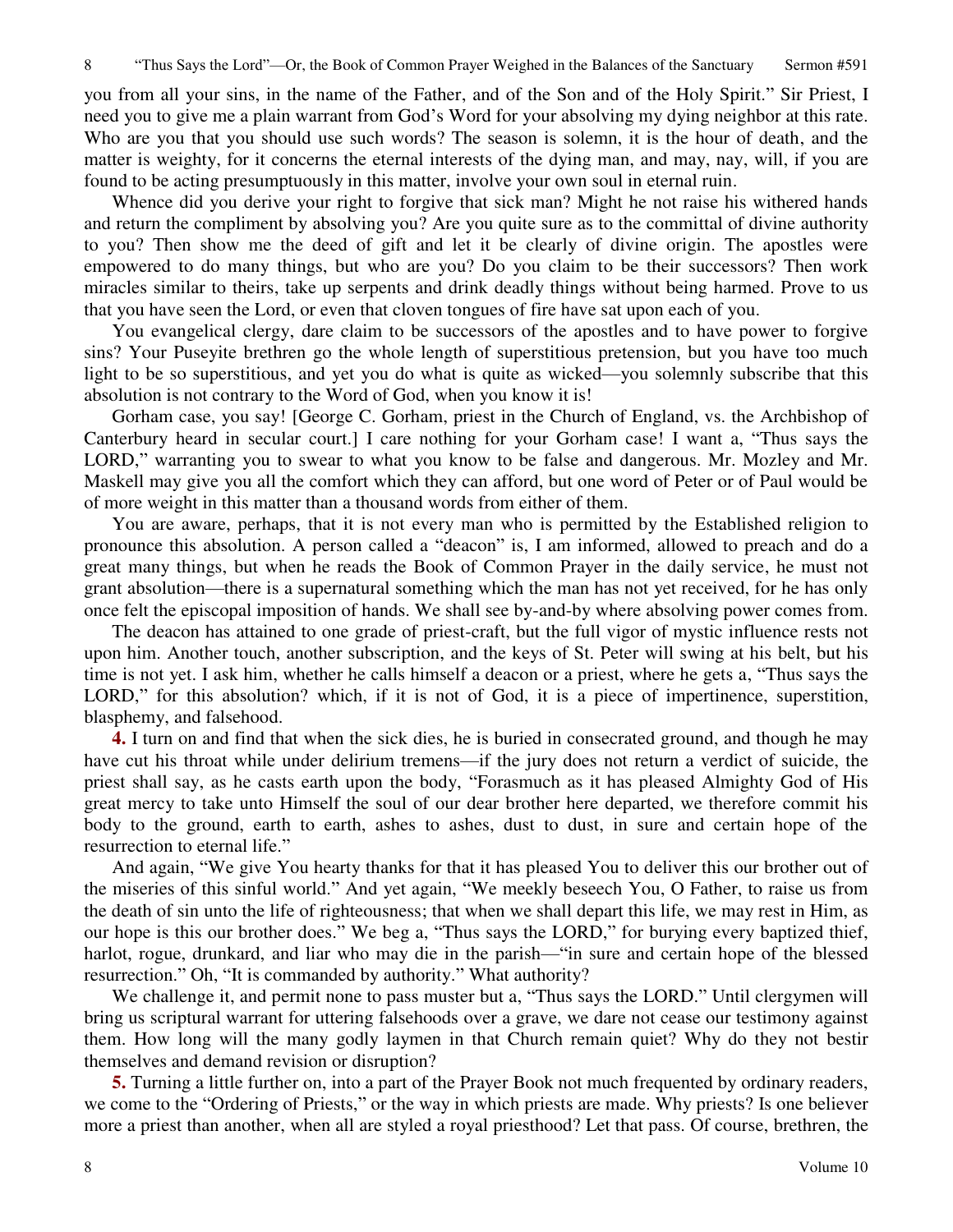you from all your sins, in the name of the Father, and of the Son and of the Holy Spirit." Sir Priest, I need you to give me a plain warrant from God's Word for your absolving my dying neighbor at this rate. Who are you that you should use such words? The season is solemn, it is the hour of death, and the matter is weighty, for it concerns the eternal interests of the dying man, and may, nay, will, if you are found to be acting presumptuously in this matter, involve your own soul in eternal ruin.

Whence did you derive your right to forgive that sick man? Might he not raise his withered hands and return the compliment by absolving you? Are you quite sure as to the committal of divine authority to you? Then show me the deed of gift and let it be clearly of divine origin. The apostles were empowered to do many things, but who are you? Do you claim to be their successors? Then work miracles similar to theirs, take up serpents and drink deadly things without being harmed. Prove to us that you have seen the Lord, or even that cloven tongues of fire have sat upon each of you.

You evangelical clergy, dare claim to be successors of the apostles and to have power to forgive sins? Your Puseyite brethren go the whole length of superstitious pretension, but you have too much light to be so superstitious, and yet you do what is quite as wicked—you solemnly subscribe that this absolution is not contrary to the Word of God, when you know it is!

Gorham case, you say! [George C. Gorham, priest in the Church of England, vs. the Archbishop of Canterbury heard in secular court.] I care nothing for your Gorham case! I want a, "Thus says the LORD," warranting you to swear to what you know to be false and dangerous. Mr. Mozley and Mr. Maskell may give you all the comfort which they can afford, but one word of Peter or of Paul would be of more weight in this matter than a thousand words from either of them.

You are aware, perhaps, that it is not every man who is permitted by the Established religion to pronounce this absolution. A person called a "deacon" is, I am informed, allowed to preach and do a great many things, but when he reads the Book of Common Prayer in the daily service, he must not grant absolution—there is a supernatural something which the man has not yet received, for he has only once felt the episcopal imposition of hands. We shall see by-and-by where absolving power comes from.

The deacon has attained to one grade of priest-craft, but the full vigor of mystic influence rests not upon him. Another touch, another subscription, and the keys of St. Peter will swing at his belt, but his time is not yet. I ask him, whether he calls himself a deacon or a priest, where he gets a, "Thus says the LORD," for this absolution? which, if it is not of God, it is a piece of impertinence, superstition, blasphemy, and falsehood.

**4.** I turn on and find that when the sick dies, he is buried in consecrated ground, and though he may have cut his throat while under delirium tremens—if the jury does not return a verdict of suicide, the priest shall say, as he casts earth upon the body, "Forasmuch as it has pleased Almighty God of His great mercy to take unto Himself the soul of our dear brother here departed, we therefore commit his body to the ground, earth to earth, ashes to ashes, dust to dust, in sure and certain hope of the resurrection to eternal life."

And again, "We give You hearty thanks for that it has pleased You to deliver this our brother out of the miseries of this sinful world." And yet again, "We meekly beseech You, O Father, to raise us from the death of sin unto the life of righteousness; that when we shall depart this life, we may rest in Him, as our hope is this our brother does." We beg a, "Thus says the LORD," for burying every baptized thief, harlot, rogue, drunkard, and liar who may die in the parish—"in sure and certain hope of the blessed resurrection." Oh, "It is commanded by authority." What authority?

We challenge it, and permit none to pass muster but a, "Thus says the LORD." Until clergymen will bring us scriptural warrant for uttering falsehoods over a grave, we dare not cease our testimony against them. How long will the many godly laymen in that Church remain quiet? Why do they not bestir themselves and demand revision or disruption?

**5.** Turning a little further on, into a part of the Prayer Book not much frequented by ordinary readers, we come to the "Ordering of Priests," or the way in which priests are made. Why priests? Is one believer more a priest than another, when all are styled a royal priesthood? Let that pass. Of course, brethren, the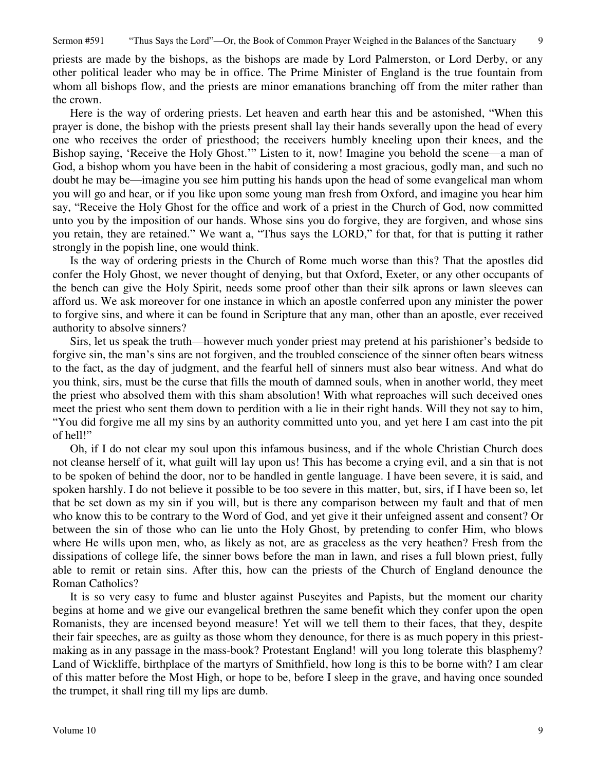priests are made by the bishops, as the bishops are made by Lord Palmerston, or Lord Derby, or any other political leader who may be in office. The Prime Minister of England is the true fountain from whom all bishops flow, and the priests are minor emanations branching off from the miter rather than the crown.

Here is the way of ordering priests. Let heaven and earth hear this and be astonished, "When this prayer is done, the bishop with the priests present shall lay their hands severally upon the head of every one who receives the order of priesthood; the receivers humbly kneeling upon their knees, and the Bishop saying, 'Receive the Holy Ghost.'" Listen to it, now! Imagine you behold the scene—a man of God, a bishop whom you have been in the habit of considering a most gracious, godly man, and such no doubt he may be—imagine you see him putting his hands upon the head of some evangelical man whom you will go and hear, or if you like upon some young man fresh from Oxford, and imagine you hear him say, "Receive the Holy Ghost for the office and work of a priest in the Church of God, now committed unto you by the imposition of our hands. Whose sins you do forgive, they are forgiven, and whose sins you retain, they are retained." We want a, "Thus says the LORD," for that, for that is putting it rather strongly in the popish line, one would think.

Is the way of ordering priests in the Church of Rome much worse than this? That the apostles did confer the Holy Ghost, we never thought of denying, but that Oxford, Exeter, or any other occupants of the bench can give the Holy Spirit, needs some proof other than their silk aprons or lawn sleeves can afford us. We ask moreover for one instance in which an apostle conferred upon any minister the power to forgive sins, and where it can be found in Scripture that any man, other than an apostle, ever received authority to absolve sinners?

Sirs, let us speak the truth—however much yonder priest may pretend at his parishioner's bedside to forgive sin, the man's sins are not forgiven, and the troubled conscience of the sinner often bears witness to the fact, as the day of judgment, and the fearful hell of sinners must also bear witness. And what do you think, sirs, must be the curse that fills the mouth of damned souls, when in another world, they meet the priest who absolved them with this sham absolution! With what reproaches will such deceived ones meet the priest who sent them down to perdition with a lie in their right hands. Will they not say to him, "You did forgive me all my sins by an authority committed unto you, and yet here I am cast into the pit of hell!"

Oh, if I do not clear my soul upon this infamous business, and if the whole Christian Church does not cleanse herself of it, what guilt will lay upon us! This has become a crying evil, and a sin that is not to be spoken of behind the door, nor to be handled in gentle language. I have been severe, it is said, and spoken harshly. I do not believe it possible to be too severe in this matter, but, sirs, if I have been so, let that be set down as my sin if you will, but is there any comparison between my fault and that of men who know this to be contrary to the Word of God, and yet give it their unfeigned assent and consent? Or between the sin of those who can lie unto the Holy Ghost, by pretending to confer Him, who blows where He wills upon men, who, as likely as not, are as graceless as the very heathen? Fresh from the dissipations of college life, the sinner bows before the man in lawn, and rises a full blown priest, fully able to remit or retain sins. After this, how can the priests of the Church of England denounce the Roman Catholics?

It is so very easy to fume and bluster against Puseyites and Papists, but the moment our charity begins at home and we give our evangelical brethren the same benefit which they confer upon the open Romanists, they are incensed beyond measure! Yet will we tell them to their faces, that they, despite their fair speeches, are as guilty as those whom they denounce, for there is as much popery in this priest-making as in any passage in the mass-book? Protestant England! will you long tolerate this blasphemy? Land of Wickliffe, birthplace of the martyrs of Smithfield, how long is this to be borne with? I am clear of this matter before the Most High, or hope to be, before I sleep in the grave, and having once sounded the trumpet, it shall ring till my lips are dumb.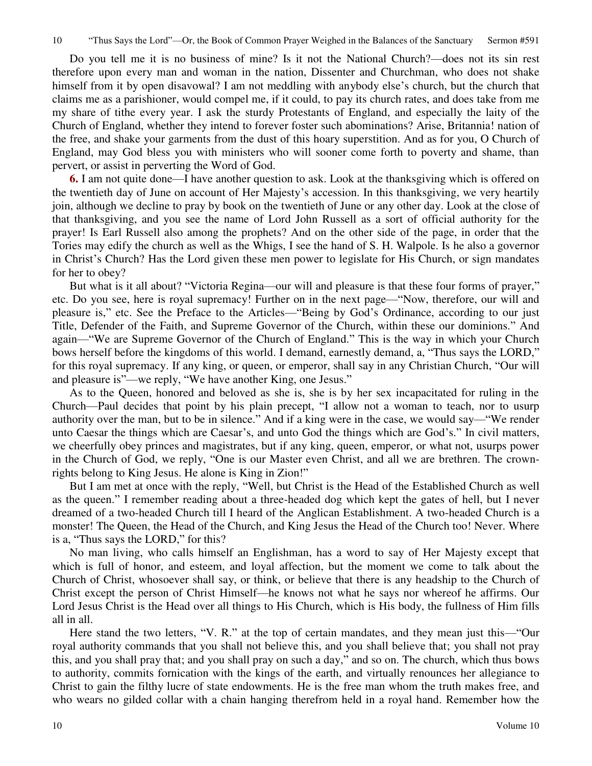Do you tell me it is no business of mine? Is it not the National Church?—does not its sin rest therefore upon every man and woman in the nation, Dissenter and Churchman, who does not shake himself from it by open disavowal? I am not meddling with anybody else's church, but the church that claims me as a parishioner, would compel me, if it could, to pay its church rates, and does take from me my share of tithe every year. I ask the sturdy Protestants of England, and especially the laity of the Church of England, whether they intend to forever foster such abominations? Arise, Britannia! nation of the free, and shake your garments from the dust of this hoary superstition. And as for you, O Church of England, may God bless you with ministers who will sooner come forth to poverty and shame, than pervert, or assist in perverting the Word of God.

**6.** I am not quite done—I have another question to ask. Look at the thanksgiving which is offered on the twentieth day of June on account of Her Majesty's accession. In this thanksgiving, we very heartily join, although we decline to pray by book on the twentieth of June or any other day. Look at the close of that thanksgiving, and you see the name of Lord John Russell as a sort of official authority for the prayer! Is Earl Russell also among the prophets? And on the other side of the page, in order that the Tories may edify the church as well as the Whigs, I see the hand of S. H. Walpole. Is he also a governor in Christ's Church? Has the Lord given these men power to legislate for His Church, or sign mandates for her to obey?

But what is it all about? "Victoria Regina—our will and pleasure is that these four forms of prayer," etc. Do you see, here is royal supremacy! Further on in the next page—"Now, therefore, our will and pleasure is," etc. See the Preface to the Articles—"Being by God's Ordinance, according to our just Title, Defender of the Faith, and Supreme Governor of the Church, within these our dominions." And again—"We are Supreme Governor of the Church of England." This is the way in which your Church bows herself before the kingdoms of this world. I demand, earnestly demand, a, "Thus says the LORD," for this royal supremacy. If any king, or queen, or emperor, shall say in any Christian Church, "Our will and pleasure is"—we reply, "We have another King, one Jesus."

As to the Queen, honored and beloved as she is, she is by her sex incapacitated for ruling in the Church—Paul decides that point by his plain precept, "I allow not a woman to teach, nor to usurp authority over the man, but to be in silence." And if a king were in the case, we would say—"We render unto Caesar the things which are Caesar's, and unto God the things which are God's." In civil matters, we cheerfully obey princes and magistrates, but if any king, queen, emperor, or what not, usurps power in the Church of God, we reply, "One is our Master even Christ, and all we are brethren. The crown-rights belong to King Jesus. He alone is King in Zion!"

But I am met at once with the reply, "Well, but Christ is the Head of the Established Church as well as the queen." I remember reading about a three-headed dog which kept the gates of hell, but I never dreamed of a two-headed Church till I heard of the Anglican Establishment. A two-headed Church is a monster! The Queen, the Head of the Church, and King Jesus the Head of the Church too! Never. Where is a, "Thus says the LORD," for this?

No man living, who calls himself an Englishman, has a word to say of Her Majesty except that which is full of honor, and esteem, and loyal affection, but the moment we come to talk about the Church of Christ, whosoever shall say, or think, or believe that there is any headship to the Church of Christ except the person of Christ Himself—he knows not what he says nor whereof he affirms. Our Lord Jesus Christ is the Head over all things to His Church, which is His body, the fullness of Him fills all in all.

Here stand the two letters, "V. R." at the top of certain mandates, and they mean just this—"Our royal authority commands that you shall not believe this, and you shall believe that; you shall not pray this, and you shall pray that; and you shall pray on such a day," and so on. The church, which thus bows to authority, commits fornication with the kings of the earth, and virtually renounces her allegiance to Christ to gain the filthy lucre of state endowments. He is the free man whom the truth makes free, and who wears no gilded collar with a chain hanging therefrom held in a royal hand. Remember how the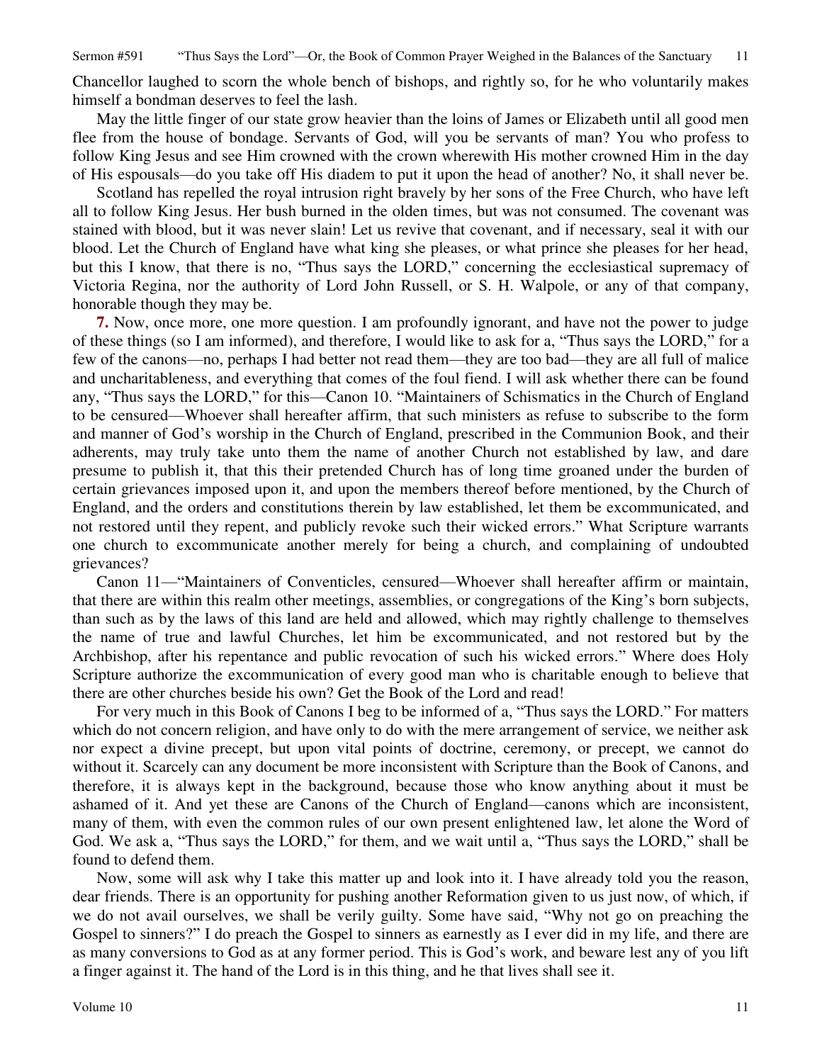Chancellor laughed to scorn the whole bench of bishops, and rightly so, for he who voluntarily makes himself a bondman deserves to feel the lash.

May the little finger of our state grow heavier than the loins of James or Elizabeth until all good men flee from the house of bondage. Servants of God, will you be servants of man? You who profess to follow King Jesus and see Him crowned with the crown wherewith His mother crowned Him in the day of His espousals—do you take off His diadem to put it upon the head of another? No, it shall never be.

Scotland has repelled the royal intrusion right bravely by her sons of the Free Church, who have left all to follow King Jesus. Her bush burned in the olden times, but was not consumed. The covenant was stained with blood, but it was never slain! Let us revive that covenant, and if necessary, seal it with our blood. Let the Church of England have what king she pleases, or what prince she pleases for her head, but this I know, that there is no, "Thus says the LORD," concerning the ecclesiastical supremacy of Victoria Regina, nor the authority of Lord John Russell, or S. H. Walpole, or any of that company, honorable though they may be.

**7.** Now, once more, one more question. I am profoundly ignorant, and have not the power to judge of these things (so I am informed), and therefore, I would like to ask for a, "Thus says the LORD," for a few of the canons—no, perhaps I had better not read them—they are too bad—they are all full of malice and uncharitableness, and everything that comes of the foul fiend. I will ask whether there can be found any, "Thus says the LORD," for this—Canon 10. "Maintainers of Schismatics in the Church of England to be censured—Whoever shall hereafter affirm, that such ministers as refuse to subscribe to the form and manner of God's worship in the Church of England, prescribed in the Communion Book, and their adherents, may truly take unto them the name of another Church not established by law, and dare presume to publish it, that this their pretended Church has of long time groaned under the burden of certain grievances imposed upon it, and upon the members thereof before mentioned, by the Church of England, and the orders and constitutions therein by law established, let them be excommunicated, and not restored until they repent, and publicly revoke such their wicked errors." What Scripture warrants one church to excommunicate another merely for being a church, and complaining of undoubted grievances?

Canon 11—"Maintainers of Conventicles, censured—Whoever shall hereafter affirm or maintain, that there are within this realm other meetings, assemblies, or congregations of the King's born subjects, than such as by the laws of this land are held and allowed, which may rightly challenge to themselves the name of true and lawful Churches, let him be excommunicated, and not restored but by the Archbishop, after his repentance and public revocation of such his wicked errors." Where does Holy Scripture authorize the excommunication of every good man who is charitable enough to believe that there are other churches beside his own? Get the Book of the Lord and read!

For very much in this Book of Canons I beg to be informed of a, "Thus says the LORD." For matters which do not concern religion, and have only to do with the mere arrangement of service, we neither ask nor expect a divine precept, but upon vital points of doctrine, ceremony, or precept, we cannot do without it. Scarcely can any document be more inconsistent with Scripture than the Book of Canons, and therefore, it is always kept in the background, because those who know anything about it must be ashamed of it. And yet these are Canons of the Church of England—canons which are inconsistent, many of them, with even the common rules of our own present enlightened law, let alone the Word of God. We ask a, "Thus says the LORD," for them, and we wait until a, "Thus says the LORD," shall be found to defend them.

Now, some will ask why I take this matter up and look into it. I have already told you the reason, dear friends. There is an opportunity for pushing another Reformation given to us just now, of which, if we do not avail ourselves, we shall be verily guilty. Some have said, "Why not go on preaching the Gospel to sinners?" I do preach the Gospel to sinners as earnestly as I ever did in my life, and there are as many conversions to God as at any former period. This is God's work, and beware lest any of you lift a finger against it. The hand of the Lord is in this thing, and he that lives shall see it.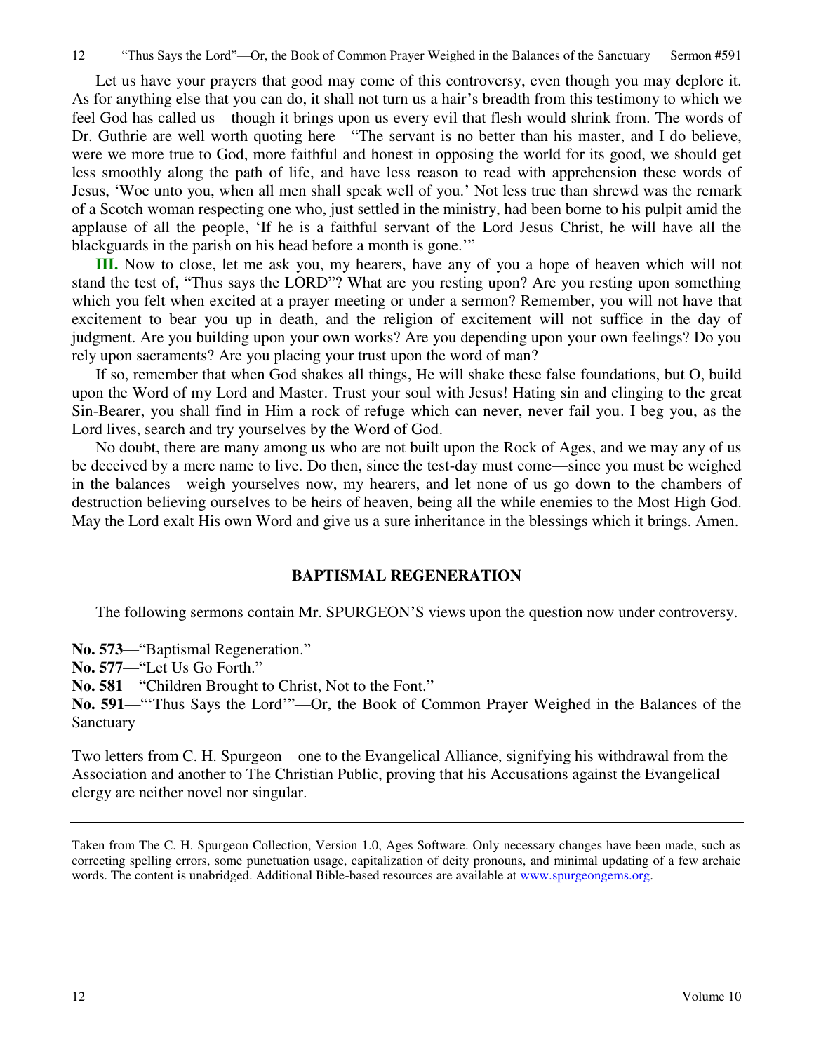Let us have your prayers that good may come of this controversy, even though you may deplore it. As for anything else that you can do, it shall not turn us a hair's breadth from this testimony to which we feel God has called us—though it brings upon us every evil that flesh would shrink from. The words of Dr. Guthrie are well worth quoting here—"The servant is no better than his master, and I do believe, were we more true to God, more faithful and honest in opposing the world for its good, we should get less smoothly along the path of life, and have less reason to read with apprehension these words of Jesus, 'Woe unto you, when all men shall speak well of you.' Not less true than shrewd was the remark of a Scotch woman respecting one who, just settled in the ministry, had been borne to his pulpit amid the applause of all the people, 'If he is a faithful servant of the Lord Jesus Christ, he will have all the blackguards in the parish on his head before a month is gone.'"

**III.** Now to close, let me ask you, my hearers, have any of you a hope of heaven which will not stand the test of, "Thus says the LORD"? What are you resting upon? Are you resting upon something which you felt when excited at a prayer meeting or under a sermon? Remember, you will not have that excitement to bear you up in death, and the religion of excitement will not suffice in the day of judgment. Are you building upon your own works? Are you depending upon your own feelings? Do you rely upon sacraments? Are you placing your trust upon the word of man?

If so, remember that when God shakes all things, He will shake these false foundations, but O, build upon the Word of my Lord and Master. Trust your soul with Jesus! Hating sin and clinging to the great Sin-Bearer, you shall find in Him a rock of refuge which can never, never fail you. I beg you, as the Lord lives, search and try yourselves by the Word of God.

No doubt, there are many among us who are not built upon the Rock of Ages, and we may any of us be deceived by a mere name to live. Do then, since the test-day must come—since you must be weighed in the balances—weigh yourselves now, my hearers, and let none of us go down to the chambers of destruction believing ourselves to be heirs of heaven, being all the while enemies to the Most High God. May the Lord exalt His own Word and give us a sure inheritance in the blessings which it brings. Amen.

## BAPTISMAL REGENERATION

The following sermons contain Mr. SPURGEON'S views upon the question now under controversy.

**No. 573**—"Baptismal Regeneration."
**No. 577**—"Let Us Go Forth."
**No. 581**—"Children Brought to Christ, Not to the Font."
**No. 591**—"'Thus Says the Lord'"—Or, the Book of Common Prayer Weighed in the Balances of the Sanctuary

Two letters from C. H. Spurgeon—one to the Evangelical Alliance, signifying his withdrawal from the Association and another to The Christian Public, proving that his Accusations against the Evangelical clergy are neither novel nor singular.

---

Taken from The C. H. Spurgeon Collection, Version 1.0, Ages Software. Only necessary changes have been made, such as correcting spelling errors, some punctuation usage, capitalization of deity pronouns, and minimal updating of a few archaic words. The content is unabridged. Additional Bible-based resources are available at www.spurgeongems.org.